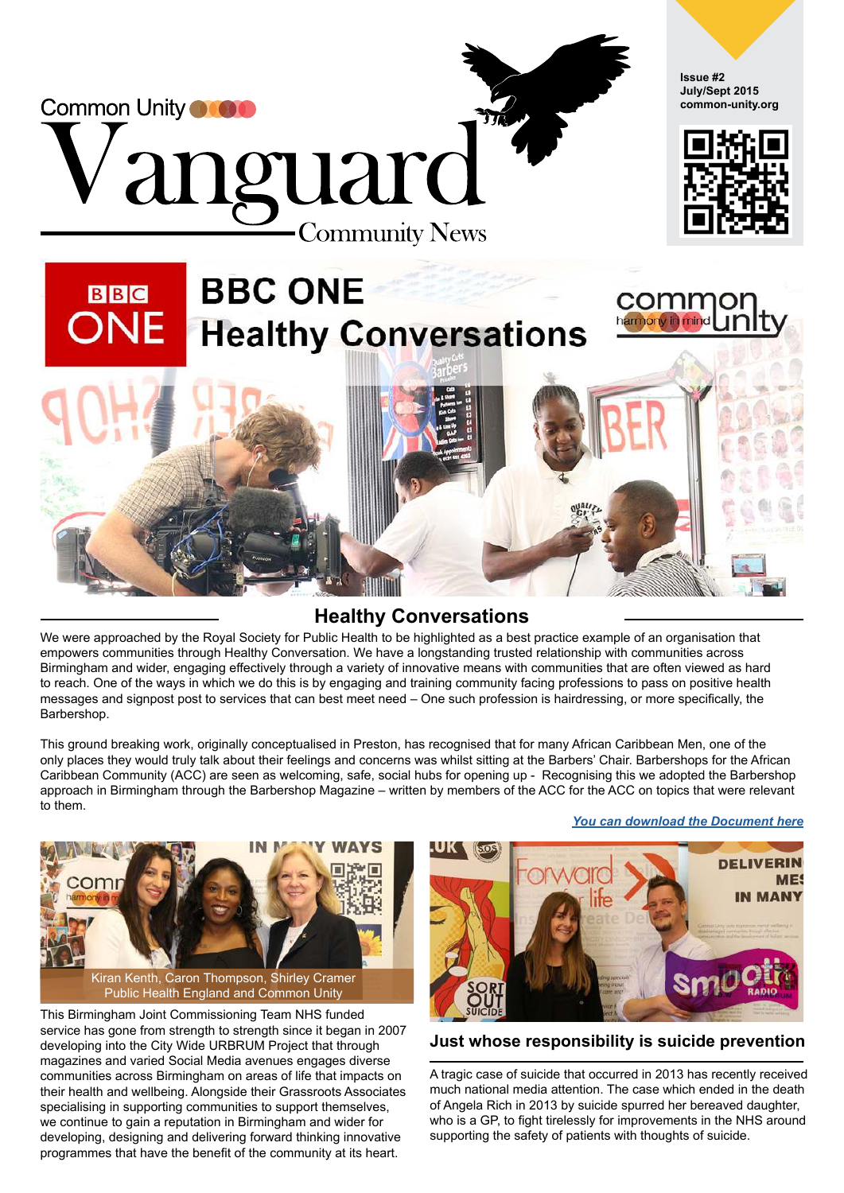Common Unity

# Vanguard

Community News

Issue #2
July/Sept 2015
common-unity.org

## BBC ONE Healthy Conversations

## Healthy Conversations

We were approached by the Royal Society for Public Health to be highlighted as a best practice example of an organisation that empowers communities through Healthy Conversation. We have a longstanding trusted relationship with communities across Birmingham and wider, engaging effectively through a variety of innovative means with communities that are often viewed as hard to reach. One of the ways in which we do this is by engaging and training community facing professions to pass on positive health messages and signpost post to services that can best meet need – One such profession is hairdressing, or more specifically, the Barbershop.

This ground breaking work, originally conceptualised in Preston, has recognised that for many African Caribbean Men, one of the only places they would truly talk about their feelings and concerns was whilst sitting at the Barbers' Chair. Barbershops for the African Caribbean Community (ACC) are seen as welcoming, safe, social hubs for opening up - Recognising this we adopted the Barbershop approach in Birmingham through the Barbershop Magazine – written by members of the ACC for the ACC on topics that were relevant to them.

*You can download the Document here*

Kiran Kenth, Caron Thompson, Shirley Cramer
Public Health England and Common Unity

This Birmingham Joint Commissioning Team NHS funded service has gone from strength to strength since it began in 2007 developing into the City Wide URBRUM Project that through magazines and varied Social Media avenues engages diverse communities across Birmingham on areas of life that impacts on their health and wellbeing. Alongside their Grassroots Associates specialising in supporting communities to support themselves, we continue to gain a reputation in Birmingham and wider for developing, designing and delivering forward thinking innovative programmes that have the benefit of the community at its heart.

### Just whose responsibility is suicide prevention

A tragic case of suicide that occurred in 2013 has recently received much national media attention. The case which ended in the death of Angela Rich in 2013 by suicide spurred her bereaved daughter, who is a GP, to fight tirelessly for improvements in the NHS around supporting the safety of patients with thoughts of suicide.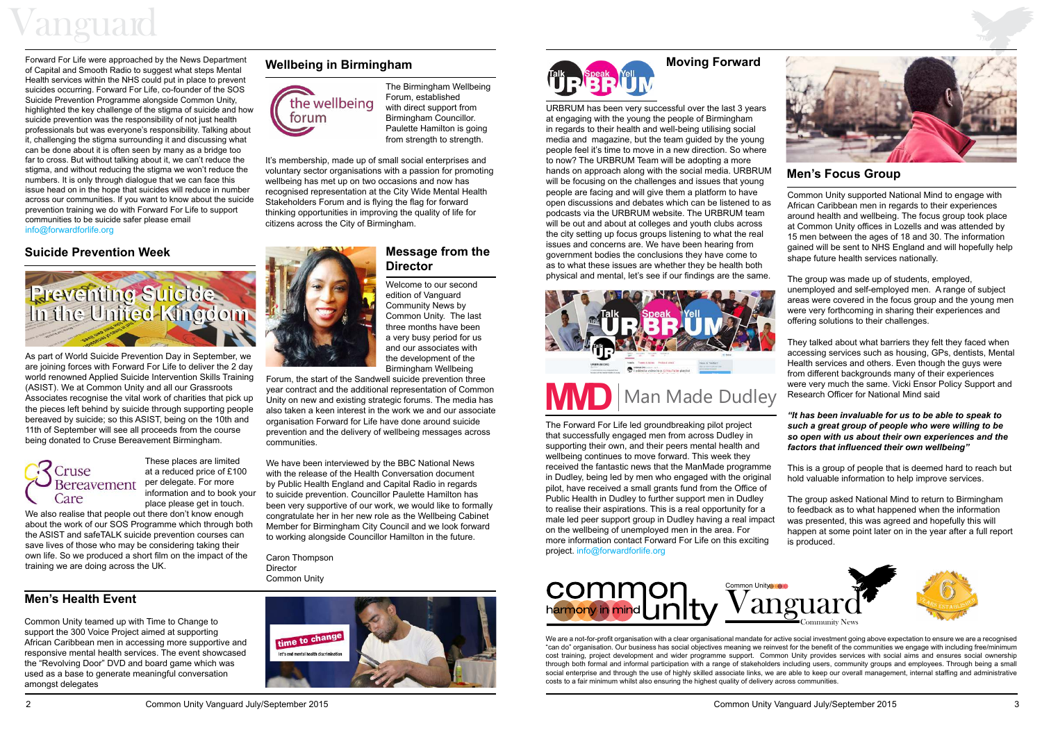Forward For Life were approached by the News Department of Capital and Smooth Radio to suggest what steps Mental Health services within the NHS could put in place to prevent suicides occurring. Forward For Life, co-founder of the SOS Suicide Prevention Programme alongside Common Unity, highlighted the key challenge of the stigma of suicide and how suicide prevention was the responsibility of not just health professionals but was everyone's responsibility. Talking about it, challenging the stigma surrounding it and discussing what can be done about it is often seen by many as a bridge too far to cross. But without talking about it, we can't reduce the stigma, and without reducing the stigma we won't reduce the numbers. It is only through dialogue that we can face this issue head on in the hope that suicides will reduce in number across our communities. If you want to know about the suicide prevention training we do with Forward For Life to support communities to be suicide safer please email info@forwardforlife.org

## Suicide Prevention Week

As part of World Suicide Prevention Day in September, we are joining forces with Forward For Life to deliver the 2 day world renowned Applied Suicide Intervention Skills Training (ASIST). We at Common Unity and all our Grassroots Associates recognise the vital work of charities that pick up the pieces left behind by suicide through supporting people bereaved by suicide; so this ASIST, being on the 10th and 11th of September will see all proceeds from the course being donated to Cruse Bereavement Birmingham.

These places are limited at a reduced price of £100 per delegate. For more information and to book your place please get in touch.

We also realise that people out there don't know enough about the work of our SOS Programme which through both the ASIST and safeTALK suicide prevention courses can save lives of those who may be considering taking their own life. So we produced a short film on the impact of the training we are doing across the UK.

## Men's Health Event

Common Unity teamed up with Time to Change to support the 300 Voice Project aimed at supporting African Caribbean men in accessing more supportive and responsive mental health services. The event showcased the "Revolving Door" DVD and board game which was used as a base to generate meaningful conversation amongst delegates

## Wellbeing in Birmingham

The Birmingham Wellbeing Forum, established with direct support from Birmingham Councillor. Paulette Hamilton is going from strength to strength.

It's membership, made up of small social enterprises and voluntary sector organisations with a passion for promoting wellbeing has met up on two occasions and now has recognised representation at the City Wide Mental Health Stakeholders Forum and is flying the flag for forward thinking opportunities in improving the quality of life for citizens across the City of Birmingham.

## Message from the Director

Welcome to our second edition of Vanguard Community News by Common Unity. The last three months have been a very busy period for us and our associates with the development of the Birmingham Wellbeing Forum, the start of the Sandwell suicide prevention three year contract and the additional representation of Common Unity on new and existing strategic forums. The media has also taken a keen interest in the work we and our associate organisation Forward for Life have done around suicide prevention and the delivery of wellbeing messages across communities.

We have been interviewed by the BBC National News with the release of the Health Conversation document by Public Health England and Capital Radio in regards to suicide prevention. Councillor Paulette Hamilton has been very supportive of our work, we would like to formally congratulate her in her new role as the Wellbeing Cabinet Member for Birmingham City Council and we look forward to working alongside Councillor Hamilton in the future.

Caron Thompson
Director
Common Unity

## Moving Forward

URBRUM has been very successful over the last 3 years at engaging with the young the people of Birmingham in regards to their health and well-being utilising social media and magazine, but the team guided by the young people feel it's time to move in a new direction. So where to now? The URBRUM Team will be adopting a more hands on approach along with the social media. URBRUM will be focusing on the challenges and issues that young people are facing and will give them a platform to have open discussions and debates which can be listened to as podcasts via the URBRUM website. The URBRUM team will be out and about at colleges and youth clubs across the city setting up focus groups listening to what the real issues and concerns are. We have been hearing from government bodies the conclusions they have come to as to what these issues are whether they be health both physical and mental, let's see if our findings are the same.

## MMD | Man Made Dudley

The Forward For Life led groundbreaking pilot project that successfully engaged men from across Dudley in supporting their own, and their peers mental health and wellbeing continues to move forward. This week they received the fantastic news that the ManMade programme in Dudley, being led by men who engaged with the original pilot, have received a small grants fund from the Office of Public Health in Dudley to further support men in Dudley to realise their aspirations. This is a real opportunity for a male led peer support group in Dudley having a real impact on the wellbeing of unemployed men in the area. For more information contact Forward For Life on this exciting project. info@forwardforlife.org

## Men's Focus Group

Common Unity supported National Mind to engage with African Caribbean men in regards to their experiences around health and wellbeing. The focus group took place at Common Unity offices in Lozells and was attended by 15 men between the ages of 18 and 30. The information gained will be sent to NHS England and will hopefully help shape future health services nationally.

The group was made up of students, employed, unemployed and self-employed men. A range of subject areas were covered in the focus group and the young men were very forthcoming in sharing their experiences and offering solutions to their challenges.

They talked about what barriers they felt they faced when accessing services such as housing, GPs, dentists, Mental Health services and others. Even though the guys were from different backgrounds many of their experiences were very much the same. Vicki Ensor Policy Support and Research Officer for National Mind said

***"It has been invaluable for us to be able to speak to such a great group of people who were willing to be so open with us about their own experiences and the factors that influenced their own wellbeing"***

This is a group of people that is deemed hard to reach but hold valuable information to help improve services.

The group asked National Mind to return to Birmingham to feedback as to what happened when the information was presented, this was agreed and hopefully this will happen at some point later on in the year after a full report is produced.

We are a not-for-profit organisation with a clear organisational mandate for active social investment going above expectation to ensure we are a recognised "can do" organisation. Our business has social objectives meaning we reinvest for the benefit of the communities we engage with including free/minimum cost training, project development and wider programme support. Common Unity provides services with social aims and ensures social ownership through both formal and informal participation with a range of stakeholders including users, community groups and employees. Through being a small social enterprise and through the use of highly skilled associate links, we are able to keep our overall management, internal staffing and administrative costs to a fair minimum whilst also ensuring the highest quality of delivery across communities.